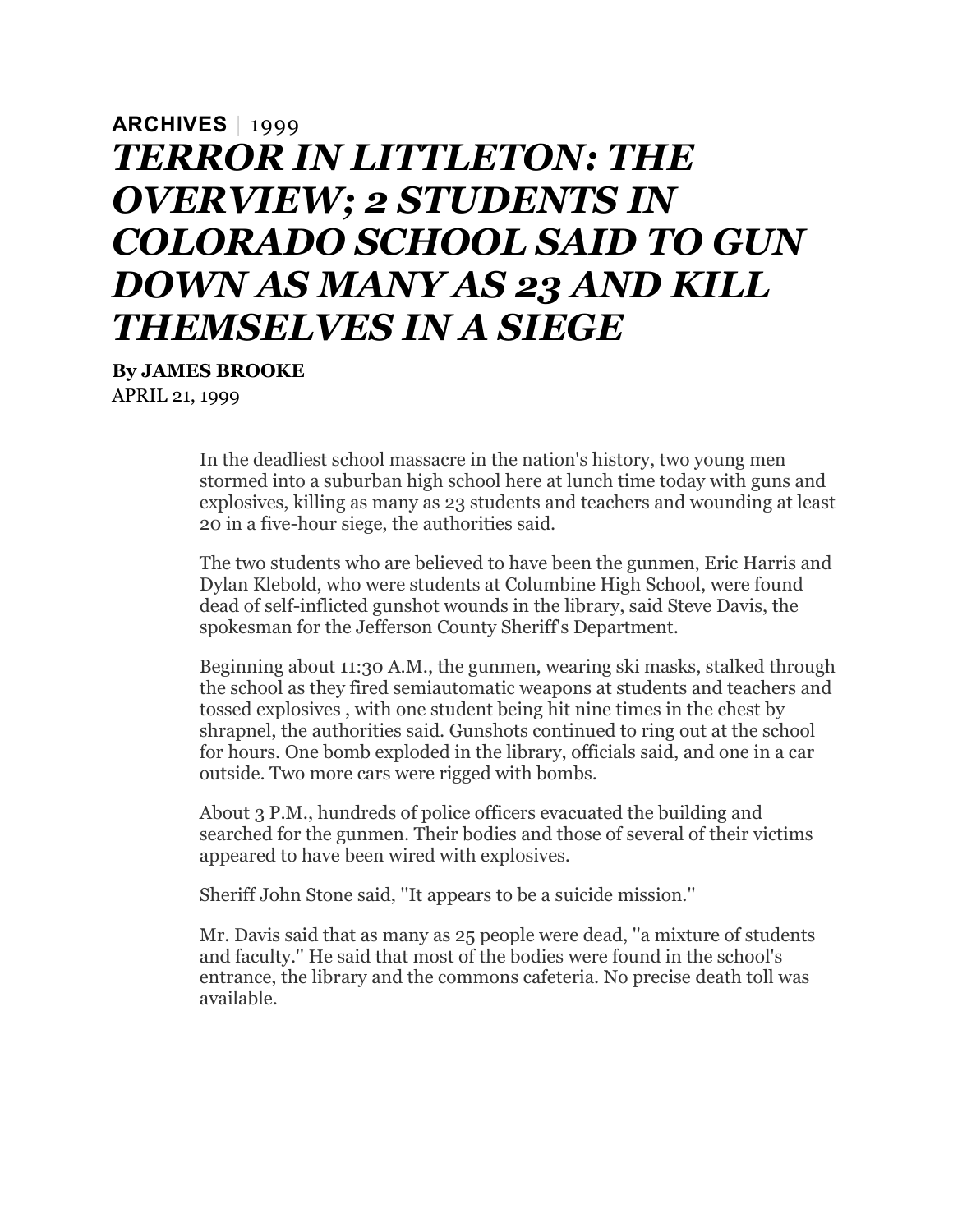**ARCHIVES** | 1999

# *TERROR IN LITTLETON: THE OVERVIEW; 2 STUDENTS IN COLORADO SCHOOL SAID TO GUN DOWN AS MANY AS 23 AND KILL THEMSELVES IN A SIEGE*

**By JAMES BROOKE**

APRIL 21, 1999

In the deadliest school massacre in the nation's history, two young men stormed into a suburban high school here at lunch time today with guns and explosives, killing as many as 23 students and teachers and wounding at least 20 in a five-hour siege, the authorities said.

The two students who are believed to have been the gunmen, Eric Harris and Dylan Klebold, who were students at Columbine High School, were found dead of self-inflicted gunshot wounds in the library, said Steve Davis, the spokesman for the Jefferson County Sheriff's Department.

Beginning about 11:30 A.M., the gunmen, wearing ski masks, stalked through the school as they fired semiautomatic weapons at students and teachers and tossed explosives , with one student being hit nine times in the chest by shrapnel, the authorities said. Gunshots continued to ring out at the school for hours. One bomb exploded in the library, officials said, and one in a car outside. Two more cars were rigged with bombs.

About 3 P.M., hundreds of police officers evacuated the building and searched for the gunmen. Their bodies and those of several of their victims appeared to have been wired with explosives.

Sheriff John Stone said, ''It appears to be a suicide mission.''

Mr. Davis said that as many as 25 people were dead, ''a mixture of students and faculty.'' He said that most of the bodies were found in the school's entrance, the library and the commons cafeteria. No precise death toll was available.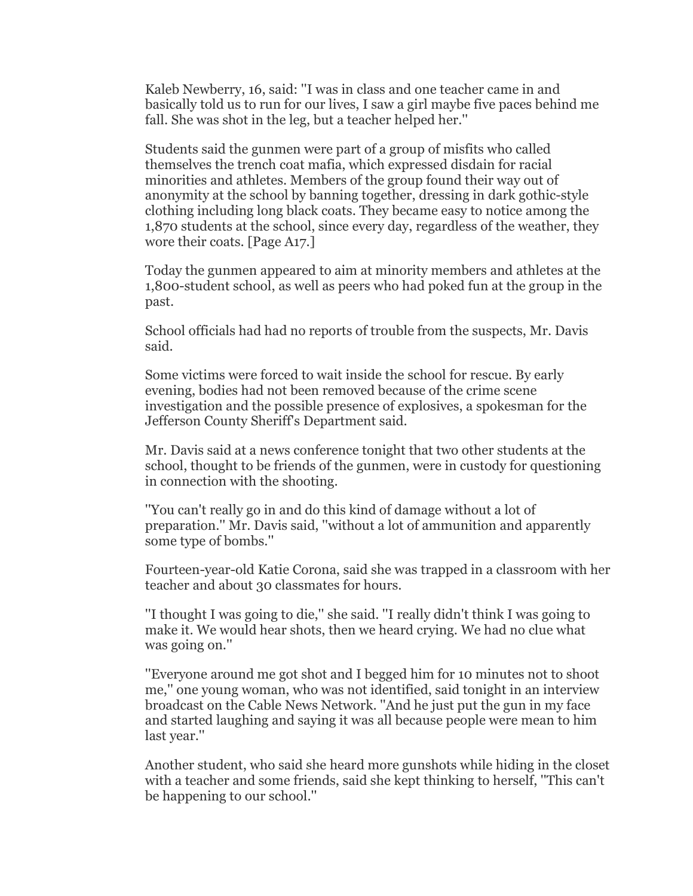Kaleb Newberry, 16, said: ''I was in class and one teacher came in and basically told us to run for our lives, I saw a girl maybe five paces behind me fall. She was shot in the leg, but a teacher helped her.''

Students said the gunmen were part of a group of misfits who called themselves the trench coat mafia, which expressed disdain for racial minorities and athletes. Members of the group found their way out of anonymity at the school by banning together, dressing in dark gothic-style clothing including long black coats. They became easy to notice among the 1,870 students at the school, since every day, regardless of the weather, they wore their coats. [Page A17.]

Today the gunmen appeared to aim at minority members and athletes at the 1,800-student school, as well as peers who had poked fun at the group in the past.

School officials had had no reports of trouble from the suspects, Mr. Davis said.

Some victims were forced to wait inside the school for rescue. By early evening, bodies had not been removed because of the crime scene investigation and the possible presence of explosives, a spokesman for the Jefferson County Sheriff's Department said.

Mr. Davis said at a news conference tonight that two other students at the school, thought to be friends of the gunmen, were in custody for questioning in connection with the shooting.

''You can't really go in and do this kind of damage without a lot of preparation.'' Mr. Davis said, ''without a lot of ammunition and apparently some type of bombs.''

Fourteen-year-old Katie Corona, said she was trapped in a classroom with her teacher and about 30 classmates for hours.

''I thought I was going to die,'' she said. ''I really didn't think I was going to make it. We would hear shots, then we heard crying. We had no clue what was going on.''

''Everyone around me got shot and I begged him for 10 minutes not to shoot me,'' one young woman, who was not identified, said tonight in an interview broadcast on the Cable News Network. ''And he just put the gun in my face and started laughing and saying it was all because people were mean to him last year.''

Another student, who said she heard more gunshots while hiding in the closet with a teacher and some friends, said she kept thinking to herself, ''This can't be happening to our school.''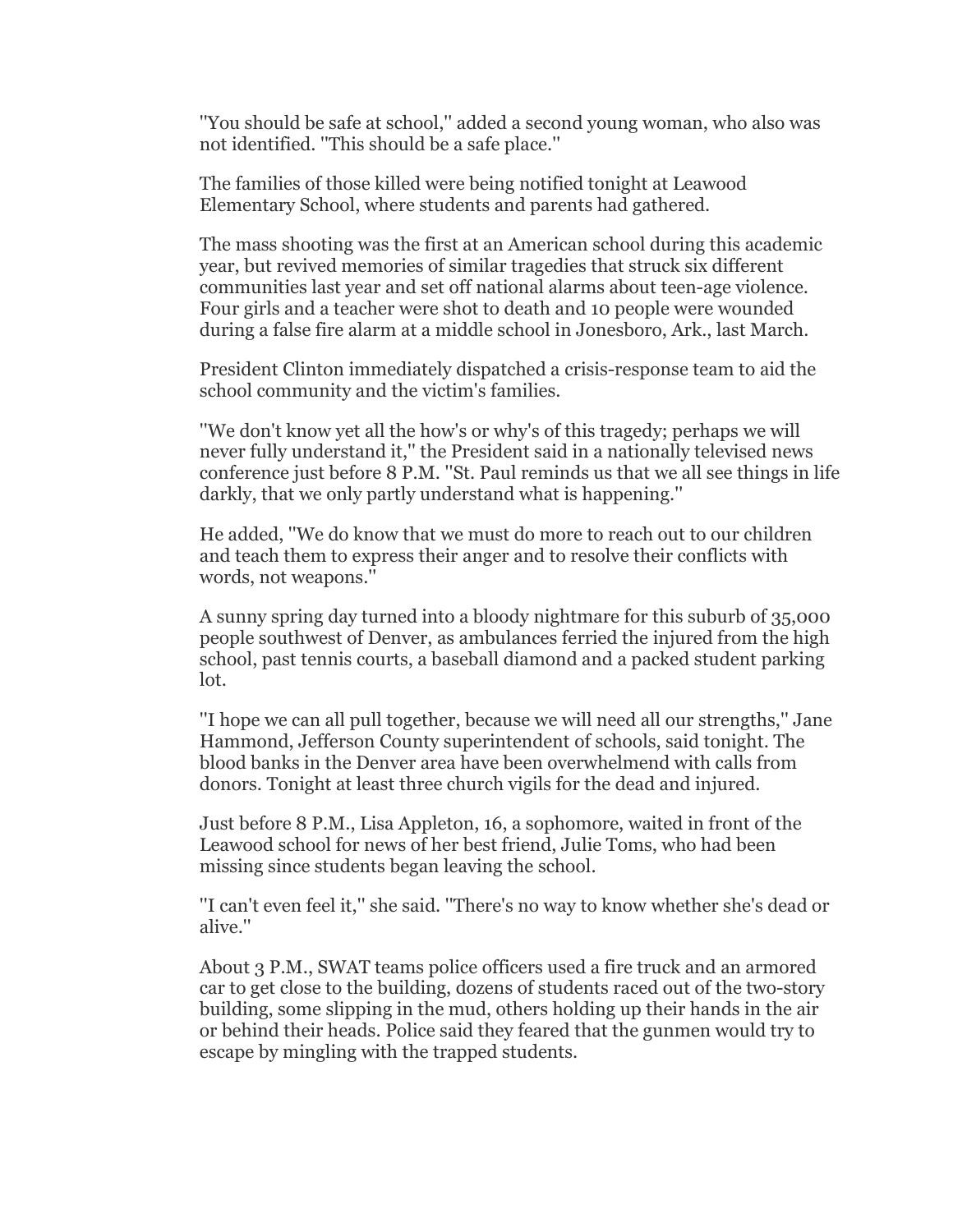''You should be safe at school,'' added a second young woman, who also was not identified. ''This should be a safe place.''

The families of those killed were being notified tonight at Leawood Elementary School, where students and parents had gathered.

The mass shooting was the first at an American school during this academic year, but revived memories of similar tragedies that struck six different communities last year and set off national alarms about teen-age violence. Four girls and a teacher were shot to death and 10 people were wounded during a false fire alarm at a middle school in Jonesboro, Ark., last March.

President Clinton immediately dispatched a crisis-response team to aid the school community and the victim's families.

''We don't know yet all the how's or why's of this tragedy; perhaps we will never fully understand it,'' the President said in a nationally televised news conference just before 8 P.M. ''St. Paul reminds us that we all see things in life darkly, that we only partly understand what is happening.''

He added, ''We do know that we must do more to reach out to our children and teach them to express their anger and to resolve their conflicts with words, not weapons.''

A sunny spring day turned into a bloody nightmare for this suburb of 35,000 people southwest of Denver, as ambulances ferried the injured from the high school, past tennis courts, a baseball diamond and a packed student parking lot.

''I hope we can all pull together, because we will need all our strengths,'' Jane Hammond, Jefferson County superintendent of schools, said tonight. The blood banks in the Denver area have been overwhelmend with calls from donors. Tonight at least three church vigils for the dead and injured.

Just before 8 P.M., Lisa Appleton, 16, a sophomore, waited in front of the Leawood school for news of her best friend, Julie Toms, who had been missing since students began leaving the school.

''I can't even feel it,'' she said. ''There's no way to know whether she's dead or alive.''

About 3 P.M., SWAT teams police officers used a fire truck and an armored car to get close to the building, dozens of students raced out of the two-story building, some slipping in the mud, others holding up their hands in the air or behind their heads. Police said they feared that the gunmen would try to escape by mingling with the trapped students.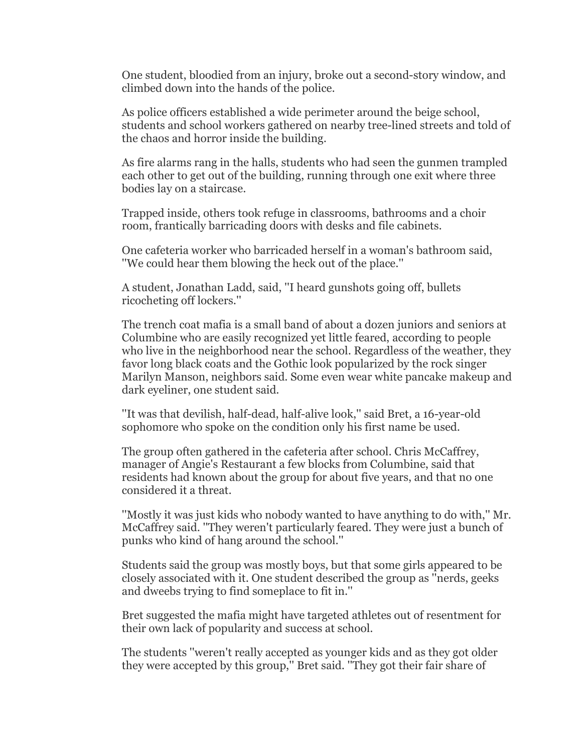One student, bloodied from an injury, broke out a second-story window, and climbed down into the hands of the police.

As police officers established a wide perimeter around the beige school, students and school workers gathered on nearby tree-lined streets and told of the chaos and horror inside the building.

As fire alarms rang in the halls, students who had seen the gunmen trampled each other to get out of the building, running through one exit where three bodies lay on a staircase.

Trapped inside, others took refuge in classrooms, bathrooms and a choir room, frantically barricading doors with desks and file cabinets.

One cafeteria worker who barricaded herself in a woman's bathroom said, ''We could hear them blowing the heck out of the place.''

A student, Jonathan Ladd, said, ''I heard gunshots going off, bullets ricocheting off lockers.''

The trench coat mafia is a small band of about a dozen juniors and seniors at Columbine who are easily recognized yet little feared, according to people who live in the neighborhood near the school. Regardless of the weather, they favor long black coats and the Gothic look popularized by the rock singer Marilyn Manson, neighbors said. Some even wear white pancake makeup and dark eyeliner, one student said.

''It was that devilish, half-dead, half-alive look,'' said Bret, a 16-year-old sophomore who spoke on the condition only his first name be used.

The group often gathered in the cafeteria after school. Chris McCaffrey, manager of Angie's Restaurant a few blocks from Columbine, said that residents had known about the group for about five years, and that no one considered it a threat.

''Mostly it was just kids who nobody wanted to have anything to do with,'' Mr. McCaffrey said. ''They weren't particularly feared. They were just a bunch of punks who kind of hang around the school.''

Students said the group was mostly boys, but that some girls appeared to be closely associated with it. One student described the group as ''nerds, geeks and dweebs trying to find someplace to fit in.''

Bret suggested the mafia might have targeted athletes out of resentment for their own lack of popularity and success at school.

The students ''weren't really accepted as younger kids and as they got older they were accepted by this group,'' Bret said. ''They got their fair share of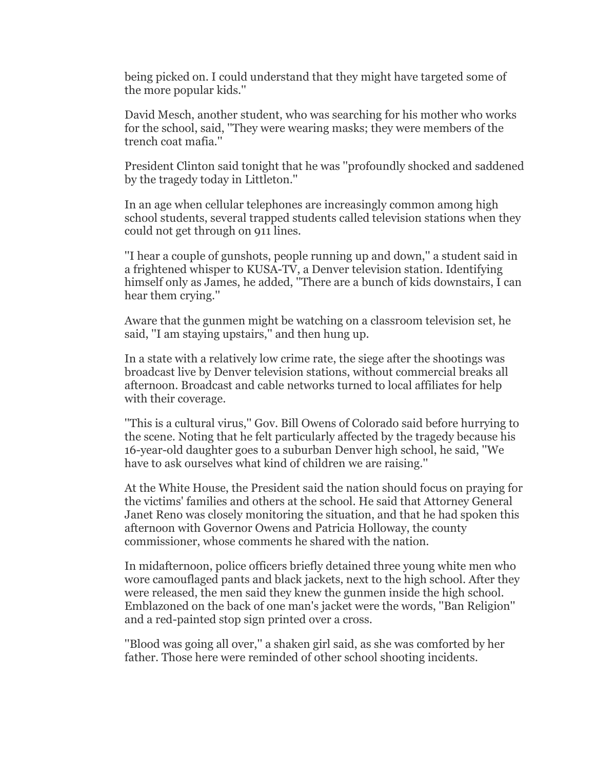being picked on. I could understand that they might have targeted some of the more popular kids.''

David Mesch, another student, who was searching for his mother who works for the school, said, ''They were wearing masks; they were members of the trench coat mafia.''

President Clinton said tonight that he was ''profoundly shocked and saddened by the tragedy today in Littleton.''

In an age when cellular telephones are increasingly common among high school students, several trapped students called television stations when they could not get through on 911 lines.

''I hear a couple of gunshots, people running up and down,'' a student said in a frightened whisper to KUSA-TV, a Denver television station. Identifying himself only as James, he added, ''There are a bunch of kids downstairs, I can hear them crying.''

Aware that the gunmen might be watching on a classroom television set, he said, ''I am staying upstairs,'' and then hung up.

In a state with a relatively low crime rate, the siege after the shootings was broadcast live by Denver television stations, without commercial breaks all afternoon. Broadcast and cable networks turned to local affiliates for help with their coverage.

''This is a cultural virus,'' Gov. Bill Owens of Colorado said before hurrying to the scene. Noting that he felt particularly affected by the tragedy because his 16-year-old daughter goes to a suburban Denver high school, he said, ''We have to ask ourselves what kind of children we are raising.''

At the White House, the President said the nation should focus on praying for the victims' families and others at the school. He said that Attorney General Janet Reno was closely monitoring the situation, and that he had spoken this afternoon with Governor Owens and Patricia Holloway, the county commissioner, whose comments he shared with the nation.

In midafternoon, police officers briefly detained three young white men who wore camouflaged pants and black jackets, next to the high school. After they were released, the men said they knew the gunmen inside the high school. Emblazoned on the back of one man's jacket were the words, ''Ban Religion'' and a red-painted stop sign printed over a cross.

''Blood was going all over,'' a shaken girl said, as she was comforted by her father. Those here were reminded of other school shooting incidents.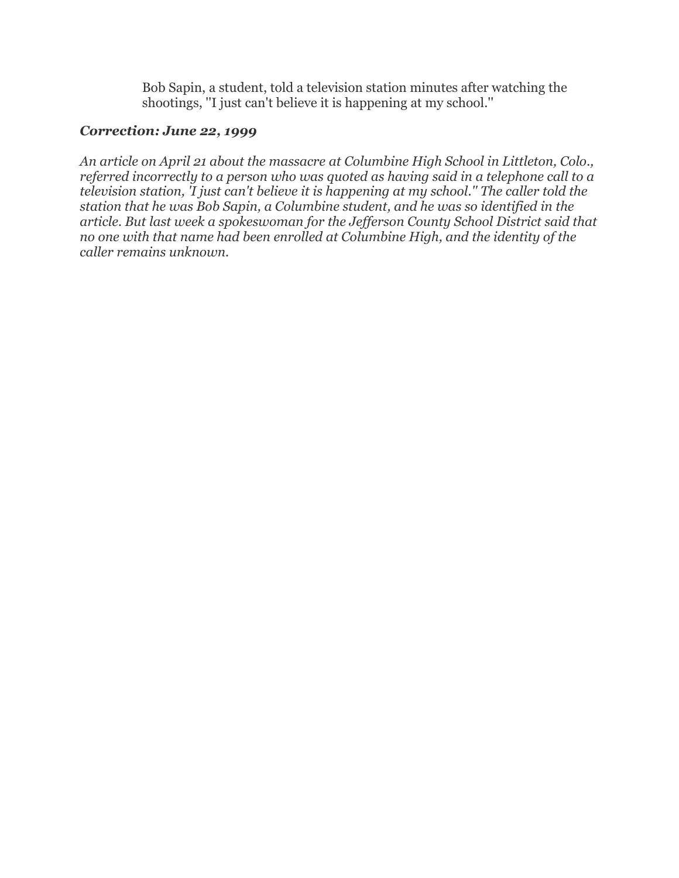Bob Sapin, a student, told a television station minutes after watching the shootings, ''I just can't believe it is happening at my school.''

***Correction: June 22, 1999***

*An article on April 21 about the massacre at Columbine High School in Littleton, Colo., referred incorrectly to a person who was quoted as having said in a telephone call to a television station, 'I just can't believe it is happening at my school.'' The caller told the station that he was Bob Sapin, a Columbine student, and he was so identified in the article. But last week a spokeswoman for the Jefferson County School District said that no one with that name had been enrolled at Columbine High, and the identity of the caller remains unknown.*